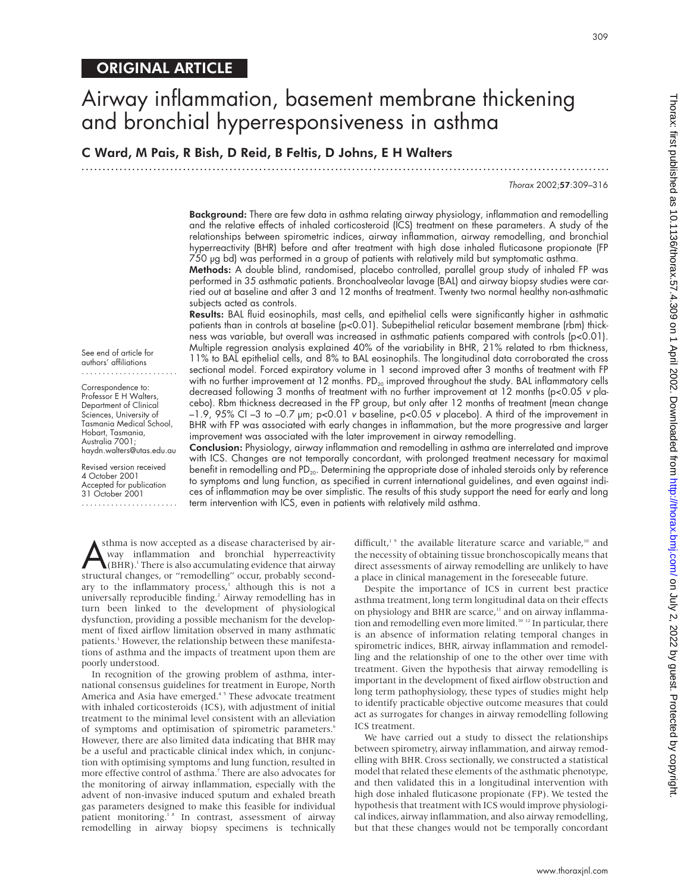ORIGINAL ARTICLE

# Airway inflammation, basement membrane thickening and bronchial hyperresponsiveness in asthma

**C Ward, M Pais, R Bish, D Reid, B Feltis, D Johns, E H Walters**

See end of article for authors' affiliations

Correspondence to: Professor E H Walters, Department of Clinical Sciences, University of Tasmania Medical School, Hobart, Tasmania, Australia 7001; haydn.walters@utas.edu.au

Revised version received 4 October 2001
Accepted for publication 31 October 2001

**Background:** There are few data in asthma relating airway physiology, inflammation and remodelling and the relative effects of inhaled corticosteroid (ICS) treatment on these parameters. A study of the relationships between spirometric indices, airway inflammation, airway remodelling, and bronchial hyperreactivity (BHR) before and after treatment with high dose inhaled fluticasone propionate (FP 750 µg bd) was performed in a group of patients with relatively mild but symptomatic asthma.

**Methods:** A double blind, randomised, placebo controlled, parallel group study of inhaled FP was performed in 35 asthmatic patients. Bronchoalveolar lavage (BAL) and airway biopsy studies were carried out at baseline and after 3 and 12 months of treatment. Twenty two normal healthy non-asthmatic subjects acted as controls.

**Results:** BAL fluid eosinophils, mast cells, and epithelial cells were significantly higher in asthmatic patients than in controls at baseline ($p<0.01$). Subepithelial reticular basement membrane (rbm) thickness was variable, but overall was increased in asthmatic patients compared with controls ($p<0.01$). Multiple regression analysis explained 40% of the variability in BHR, 21% related to rbm thickness, 11% to BAL epithelial cells, and 8% to BAL eosinophils. The longitudinal data corroborated the cross sectional model. Forced expiratory volume in 1 second improved after 3 months of treatment with FP with no further improvement at 12 months. $PD_{20}$ improved throughout the study. BAL inflammatory cells decreased following 3 months of treatment with no further improvement at 12 months ($p<0.05$ *v* placebo). Rbm thickness decreased in the FP group, but only after 12 months of treatment (mean change –1.9, 95% CI –3 to –0.7 µm; $p<0.01$ *v* baseline, $p<0.05$ *v* placebo). A third of the improvement in BHR with FP was associated with early changes in inflammation, but the more progressive and larger improvement was associated with the later improvement in airway remodelling.

**Conclusion:** Physiology, airway inflammation and remodelling in asthma are interrelated and improve with ICS. Changes are not temporally concordant, with prolonged treatment necessary for maximal benefit in remodelling and $PD_{20}$. Determining the appropriate dose of inhaled steroids only by reference to symptoms and lung function, as specified in current international guidelines, and even against indices of inflammation may be over simplistic. The results of this study support the need for early and long term intervention with ICS, even in patients with relatively mild asthma.

Asthma is now accepted as a disease characterised by airway inflammation and bronchial hyperreactivity (BHR).[1] There is also accumulating evidence that airway structural changes, or "remodelling" occur, probably secondary to the inflammatory process,[1] although this is not a universally reproducible finding.[2] Airway remodelling has in turn been linked to the development of physiological dysfunction, providing a possible mechanism for the development of fixed airflow limitation observed in many asthmatic patients.[3] However, the relationship between these manifestations of asthma and the impacts of treatment upon them are poorly understood.

In recognition of the growing problem of asthma, international consensus guidelines for treatment in Europe, North America and Asia have emerged.[4 5] These advocate treatment with inhaled corticosteroids (ICS), with adjustment of initial treatment to the minimal level consistent with an alleviation of symptoms and optimisation of spirometric parameters.[6] However, there are also limited data indicating that BHR may be a useful and practicable clinical index which, in conjunction with optimising symptoms and lung function, resulted in more effective control of asthma.[7] There are also advocates for the monitoring of airway inflammation, especially with the advent of non-invasive induced sputum and exhaled breath gas parameters designed to make this feasible for individual patient monitoring.[1 8] In contrast, assessment of airway remodelling in airway biopsy specimens is technically difficult,[1 9] the available literature scarce and variable,[10] and the necessity of obtaining tissue bronchoscopically means that direct assessments of airway remodelling are unlikely to have a place in clinical management in the foreseeable future.

Despite the importance of ICS in current best practice asthma treatment, long term longitudinal data on their effects on physiology and BHR are scarce,[11] and on airway inflammation and remodelling even more limited.[10 12] In particular, there is an absence of information relating temporal changes in spirometric indices, BHR, airway inflammation and remodelling and the relationship of one to the other over time with treatment. Given the hypothesis that airway remodelling is important in the development of fixed airflow obstruction and long term pathophysiology, these types of studies might help to identify practicable objective outcome measures that could act as surrogates for changes in airway remodelling following ICS treatment.

We have carried out a study to dissect the relationships between spirometry, airway inflammation, and airway remodelling with BHR. Cross sectionally, we constructed a statistical model that related these elements of the asthmatic phenotype, and then validated this in a longitudinal intervention with high dose inhaled fluticasone propionate (FP). We tested the hypothesis that treatment with ICS would improve physiological indices, airway inflammation, and also airway remodelling, but that these changes would not be temporally concordant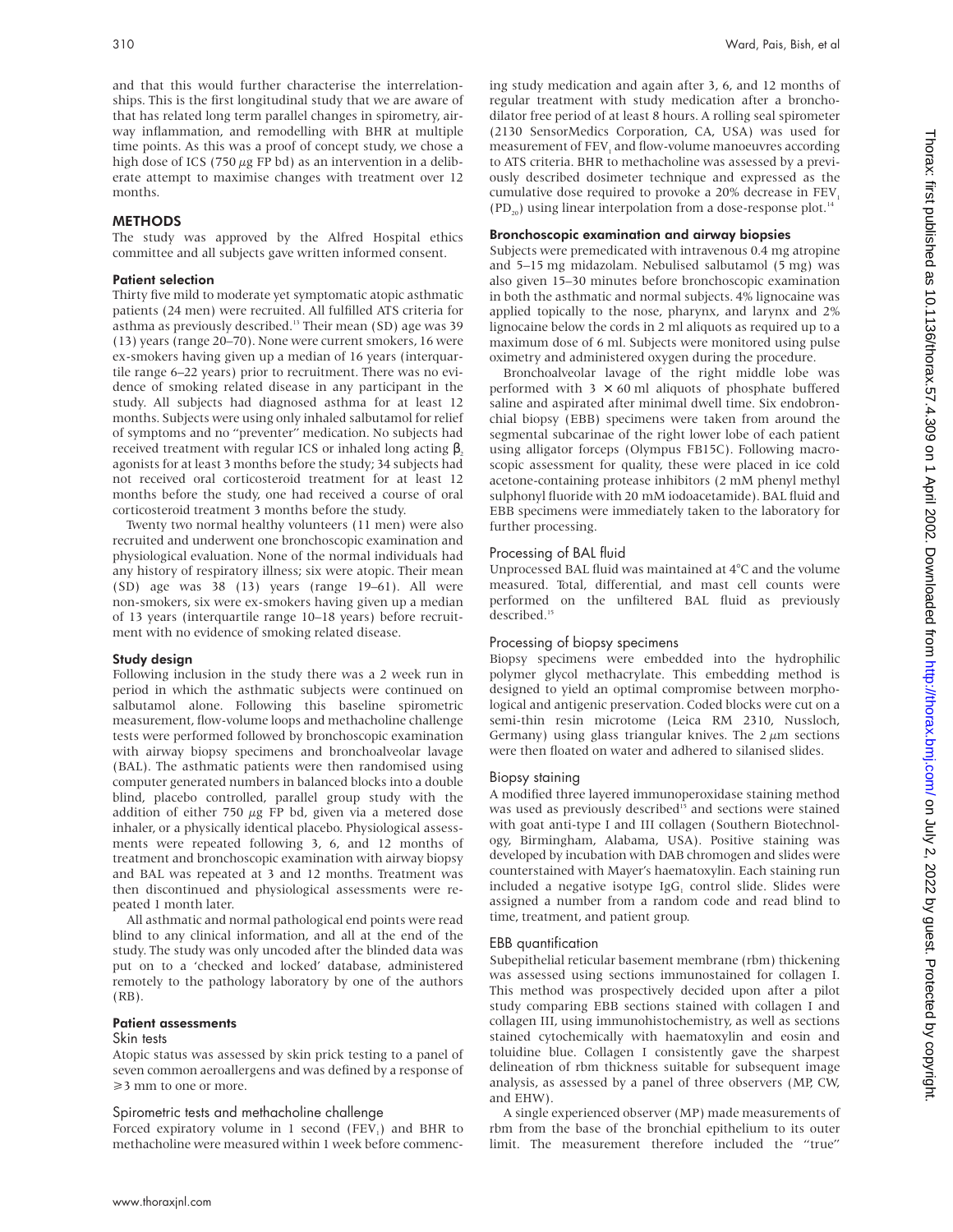and that this would further characterise the interrelationships. This is the first longitudinal study that we are aware of that has related long term parallel changes in spirometry, airway inflammation, and remodelling with BHR at multiple time points. As this was a proof of concept study, we chose a high dose of ICS (750 μg FP bd) as an intervention in a deliberate attempt to maximise changes with treatment over 12 months.

## METHODS

The study was approved by the Alfred Hospital ethics committee and all subjects gave written informed consent.

### Patient selection

Thirty five mild to moderate yet symptomatic atopic asthmatic patients (24 men) were recruited. All fulfilled ATS criteria for asthma as previously described.[13] Their mean (SD) age was 39 (13) years (range 20–70). None were current smokers, 16 were ex-smokers having given up a median of 16 years (interquartile range 6–22 years) prior to recruitment. There was no evidence of smoking related disease in any participant in the study. All subjects had diagnosed asthma for at least 12 months. Subjects were using only inhaled salbutamol for relief of symptoms and no "preventer" medication. No subjects had received treatment with regular ICS or inhaled long acting $\beta_2$ agonists for at least 3 months before the study; 34 subjects had not received oral corticosteroid treatment for at least 12 months before the study, one had received a course of oral corticosteroid treatment 3 months before the study.

Twenty two normal healthy volunteers (11 men) were also recruited and underwent one bronchoscopic examination and physiological evaluation. None of the normal individuals had any history of respiratory illness; six were atopic. Their mean (SD) age was 38 (13) years (range 19–61). All were non-smokers, six were ex-smokers having given up a median of 13 years (interquartile range 10–18 years) before recruitment with no evidence of smoking related disease.

### Study design

Following inclusion in the study there was a 2 week run in period in which the asthmatic subjects were continued on salbutamol alone. Following this baseline spirometric measurement, flow-volume loops and methacholine challenge tests were performed followed by bronchoscopic examination with airway biopsy specimens and bronchoalveolar lavage (BAL). The asthmatic patients were then randomised using computer generated numbers in balanced blocks into a double blind, placebo controlled, parallel group study with the addition of either 750 μg FP bd, given via a metered dose inhaler, or a physically identical placebo. Physiological assessments were repeated following 3, 6, and 12 months of treatment and bronchoscopic examination with airway biopsy and BAL was repeated at 3 and 12 months. Treatment was then discontinued and physiological assessments were repeated 1 month later.

All asthmatic and normal pathological end points were read blind to any clinical information, and all at the end of the study. The study was only uncoded after the blinded data was put on to a 'checked and locked' database, administered remotely to the pathology laboratory by one of the authors (RB).

### Patient assessments

#### Skin tests

Atopic status was assessed by skin prick testing to a panel of seven common aeroallergens and was defined by a response of ≥3 mm to one or more.

#### Spirometric tests and methacholine challenge

Forced expiratory volume in 1 second ($FEV_1$) and BHR to methacholine were measured within 1 week before commencing study medication and again after 3, 6, and 12 months of regular treatment with study medication after a bronchodilator free period of at least 8 hours. A rolling seal spirometer (2130 SensorMedics Corporation, CA, USA) was used for measurement of $FEV_1$ and flow-volume manoeuvres according to ATS criteria. BHR to methacholine was assessed by a previously described dosimeter technique and expressed as the cumulative dose required to provoke a 20% decrease in $FEV_1$ ($PD_{20}$) using linear interpolation from a dose-response plot.[14]

### Bronchoscopic examination and airway biopsies

Subjects were premedicated with intravenous 0.4 mg atropine and 5–15 mg midazolam. Nebulised salbutamol (5 mg) was also given 15–30 minutes before bronchoscopic examination in both the asthmatic and normal subjects. 4% lignocaine was applied topically to the nose, pharynx, and larynx and 2% lignocaine below the cords in 2 ml aliquots as required up to a maximum dose of 6 ml. Subjects were monitored using pulse oximetry and administered oxygen during the procedure.

Bronchoalveolar lavage of the right middle lobe was performed with 3 × 60 ml aliquots of phosphate buffered saline and aspirated after minimal dwell time. Six endobronchial biopsy (EBB) specimens were taken from around the segmental subcarinae of the right lower lobe of each patient using alligator forceps (Olympus FB15C). Following macroscopic assessment for quality, these were placed in ice cold acetone-containing protease inhibitors (2 mM phenyl methyl sulphonyl fluoride with 20 mM iodoacetamide). BAL fluid and EBB specimens were immediately taken to the laboratory for further processing.

#### Processing of BAL fluid

Unprocessed BAL fluid was maintained at 4°C and the volume measured. Total, differential, and mast cell counts were performed on the unfiltered BAL fluid as previously described.[15]

#### Processing of biopsy specimens

Biopsy specimens were embedded into the hydrophilic polymer glycol methacrylate. This embedding method is designed to yield an optimal compromise between morphological and antigenic preservation. Coded blocks were cut on a semi-thin resin microtome (Leica RM 2310, Nussloch, Germany) using glass triangular knives. The 2 μm sections were then floated on water and adhered to silanised slides.

#### Biopsy staining

A modified three layered immunoperoxidase staining method was used as previously described[15] and sections were stained with goat anti-type I and III collagen (Southern Biotechnology, Birmingham, Alabama, USA). Positive staining was developed by incubation with DAB chromogen and slides were counterstained with Mayer's haematoxylin. Each staining run included a negative isotype $IgG_1$ control slide. Slides were assigned a number from a random code and read blind to time, treatment, and patient group.

#### EBB quantification

Subepithelial reticular basement membrane (rbm) thickening was assessed using sections immunostained for collagen I. This method was prospectively decided upon after a pilot study comparing EBB sections stained with collagen I and collagen III, using immunohistochemistry, as well as sections stained cytochemically with haematoxylin and eosin and toluidine blue. Collagen I consistently gave the sharpest delineation of rbm thickness suitable for subsequent image analysis, as assessed by a panel of three observers (MP, CW, and EHW).

A single experienced observer (MP) made measurements of rbm from the base of the bronchial epithelium to its outer limit. The measurement therefore included the "true"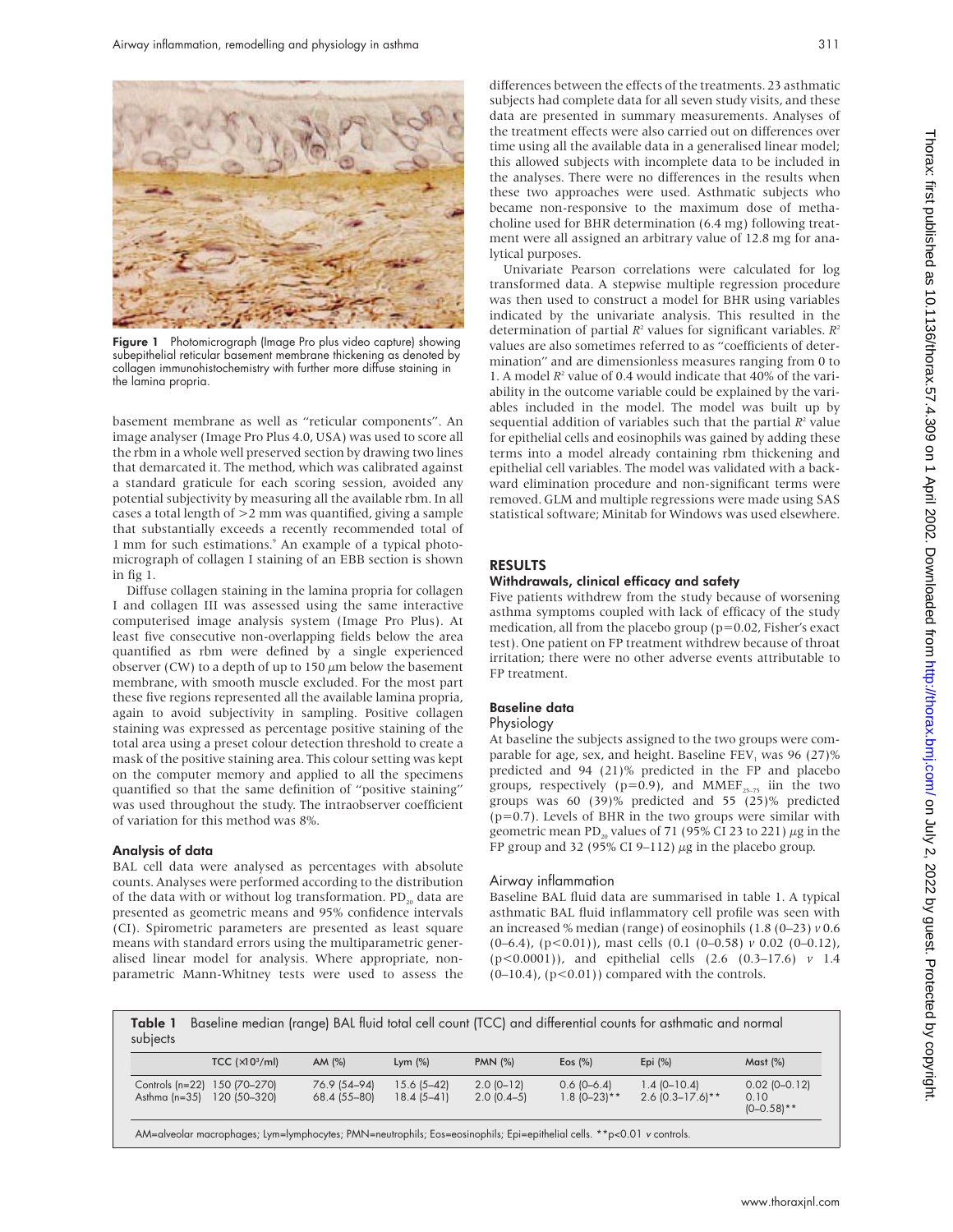Figure 1 Photomicrograph (Image Pro plus video capture) showing subepithelial reticular basement membrane thickening as denoted by collagen immunohistochemistry with further more diffuse staining in the lamina propria.

basement membrane as well as "reticular components". An image analyser (Image Pro Plus 4.0, USA) was used to score all the rbm in a whole well preserved section by drawing two lines that demarcated it. The method, which was calibrated against a standard graticule for each scoring session, avoided any potential subjectivity by measuring all the available rbm. In all cases a total length of >2 mm was quantified, giving a sample that substantially exceeds a recently recommended total of 1 mm for such estimations.[9] An example of a typical photomicrograph of collagen I staining of an EBB section is shown in fig 1.

Diffuse collagen staining in the lamina propria for collagen I and collagen III was assessed using the same interactive computerised image analysis system (Image Pro Plus). At least five consecutive non-overlapping fields below the area quantified as rbm were defined by a single experienced observer (CW) to a depth of up to 150 μm below the basement membrane, with smooth muscle excluded. For the most part these five regions represented all the available lamina propria, again to avoid subjectivity in sampling. Positive collagen staining was expressed as percentage positive staining of the total area using a preset colour detection threshold to create a mask of the positive staining area. This colour setting was kept on the computer memory and applied to all the specimens quantified so that the same definition of "positive staining" was used throughout the study. The intraobserver coefficient of variation for this method was 8%.

### Analysis of data

BAL cell data were analysed as percentages with absolute counts. Analyses were performed according to the distribution of the data with or without log transformation. $PD_{20}$ data are presented as geometric means and 95% confidence intervals (CI). Spirometric parameters are presented as least square means with standard errors using the multiparametric generalised linear model for analysis. Where appropriate, non-parametric Mann-Whitney tests were used to assess the differences between the effects of the treatments. 23 asthmatic subjects had complete data for all seven study visits, and these data are presented in summary measurements. Analyses of the treatment effects were also carried out on differences over time using all the available data in a generalised linear model; this allowed subjects with incomplete data to be included in the analyses. There were no differences in the results when these two approaches were used. Asthmatic subjects who became non-responsive to the maximum dose of methacholine used for BHR determination (6.4 mg) following treatment were all assigned an arbitrary value of 12.8 mg for analytical purposes.

Univariate Pearson correlations were calculated for log transformed data. A stepwise multiple regression procedure was then used to construct a model for BHR using variables indicated by the univariate analysis. This resulted in the determination of partial $R^2$ values for significant variables. $R^2$ values are also sometimes referred to as "coefficients of determination" and are dimensionless measures ranging from 0 to 1. A model $R^2$ value of 0.4 would indicate that 40% of the variability in the outcome variable could be explained by the variables included in the model. The model was built up by sequential addition of variables such that the partial $R^2$ value for epithelial cells and eosinophils was gained by adding these terms into a model already containing rbm thickening and epithelial cell variables. The model was validated with a backward elimination procedure and non-significant terms were removed. GLM and multiple regressions were made using SAS statistical software; Minitab for Windows was used elsewhere.

## RESULTS

### Withdrawals, clinical efficacy and safety

Five patients withdrew from the study because of worsening asthma symptoms coupled with lack of efficacy of the study medication, all from the placebo group (p=0.02, Fisher's exact test). One patient on FP treatment withdrew because of throat irritation; there were no other adverse events attributable to FP treatment.

### Baseline data

#### Physiology

At baseline the subjects assigned to the two groups were comparable for age, sex, and height. Baseline $FEV_1$ was 96 (27)% predicted and 94 (21)% predicted in the FP and placebo groups, respectively (p=0.9), and $MMEF_{25-75}$ iin the two groups was 60 (39)% predicted and 55 (25)% predicted (p=0.7). Levels of BHR in the two groups were similar with geometric mean $PD_{20}$ values of 71 (95% CI 23 to 221) μg in the FP group and 32 (95% CI 9–112) μg in the placebo group.

#### Airway inflammation

Baseline BAL fluid data are summarised in table 1. A typical asthmatic BAL fluid inflammatory cell profile was seen with an increased % median (range) of eosinophils (1.8 (0–23) *v* 0.6 (0–6.4), (p<0.01)), mast cells (0.1 (0–0.58) *v* 0.02 (0–0.12), (p<0.0001)), and epithelial cells (2.6 (0.3–17.6) *v* 1.4 (0–10.4), (p<0.01)) compared with the controls.

**Table 1** Baseline median (range) BAL fluid total cell count (TCC) and differential counts for asthmatic and normal subjects

| | TCC (×10³/ml) | AM (%) | Lym (%) | PMN (%) | Eos (%) | Epi (%) | Mast (%) |
|---|---|---|---|---|---|---|---|
| Controls (n=22) | 150 (70–270) | 76.9 (54–94) | 15.6 (5–42) | 2.0 (0–12) | 0.6 (0–6.4) | 1.4 (0–10.4) | 0.02 (0–0.12) |
| Asthma (n=35) | 120 (50–320) | 68.4 (55–80) | 18.4 (5–41) | 2.0 (0.4–5) | 1.8 (0–23)** | 2.6 (0.3–17.6)** | 0.10 (0–0.58)** |

AM=alveolar macrophages; Lym=lymphocytes; PMN=neutrophils; Eos=eosinophils; Epi=epithelial cells. **p<0.01 *v* controls.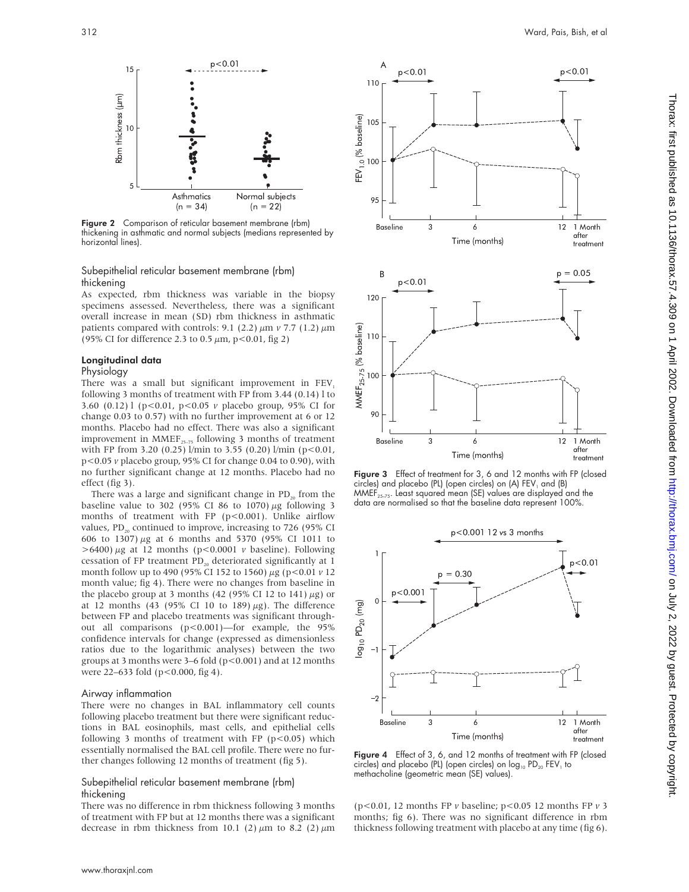Figure 2 Comparison of reticular basement membrane (rbm) thickening in asthmatic and normal subjects (medians represented by horizontal lines).

### Subepithelial reticular basement membrane (rbm) thickening

As expected, rbm thickness was variable in the biopsy specimens assessed. Nevertheless, there was a significant overall increase in mean (SD) rbm thickness in asthmatic patients compared with controls: 9.1 (2.2) µm *v* 7.7 (1.2) µm (95% CI for difference 2.3 to 0.5 µm, $p<0.01$, fig 2)

## Longitudinal data

### Physiology

There was a small but significant improvement in $FEV_1$ following 3 months of treatment with FP from 3.44 (0.14) l to 3.60 (0.12) l ($p<0.01$, $p<0.05$ *v* placebo group, 95% CI for change 0.03 to 0.57) with no further improvement at 6 or 12 months. Placebo had no effect. There was also a significant improvement in $MMEF_{25-75}$ following 3 months of treatment with FP from 3.20 (0.25) l/min to 3.55 (0.20) l/min ($p<0.01$, $p<0.05$ *v* placebo group, 95% CI for change 0.04 to 0.90), with no further significant change at 12 months. Placebo had no effect (fig 3).

There was a large and significant change in $PD_{20}$ from the baseline value to 302 (95% CI 86 to 1070) µg following 3 months of treatment with FP ($p<0.001$). Unlike airflow values, $PD_{20}$ continued to improve, increasing to 726 (95% CI 606 to 1307) µg at 6 months and 5370 (95% CI 1011 to >6400) µg at 12 months ($p<0.0001$ *v* baseline). Following cessation of FP treatment $PD_{20}$ deteriorated significantly at 1 month follow up to 490 (95% CI 152 to 1560) µg ($p<0.01$ *v* 12 month value; fig 4). There were no changes from baseline in the placebo group at 3 months (42 (95% CI 12 to 141) µg) or at 12 months (43 (95% CI 10 to 189) µg). The difference between FP and placebo treatments was significant throughout all comparisons ($p<0.001$)—for example, the 95% confidence intervals for change (expressed as dimensionless ratios due to the logarithmic analyses) between the two groups at 3 months were 3–6 fold ($p<0.001$) and at 12 months were 22–633 fold ($p<0.000$, fig 4).

### Airway inflammation

There were no changes in BAL inflammatory cell counts following placebo treatment but there were significant reductions in BAL eosinophils, mast cells, and epithelial cells following 3 months of treatment with FP ($p<0.05$) which essentially normalised the BAL cell profile. There were no further changes following 12 months of treatment (fig 5).

### Subepithelial reticular basement membrane (rbm) thickening

There was no difference in rbm thickness following 3 months of treatment with FP but at 12 months there was a significant decrease in rbm thickness from 10.1 (2) µm to 8.2 (2) µm ($p<0.01$, 12 months FP *v* baseline; $p<0.05$ 12 months FP *v* 3 months; fig 6). There was no significant difference in rbm thickness following treatment with placebo at any time (fig 6).

Figure 3 Effect of treatment for 3, 6 and 12 months with FP (closed circles) and placebo (PL) (open circles) on (A) $FEV_1$ and (B) $MMEF_{25-75}$. Least squared mean (SE) values are displayed and the data are normalised so that the baseline data represent 100%.

Figure 4 Effect of 3, 6, and 12 months of treatment with FP (closed circles) and placebo (PL) (open circles) on $\log_{10} PD_{20}$ $FEV_1$ to methacholine (geometric mean (SE) values).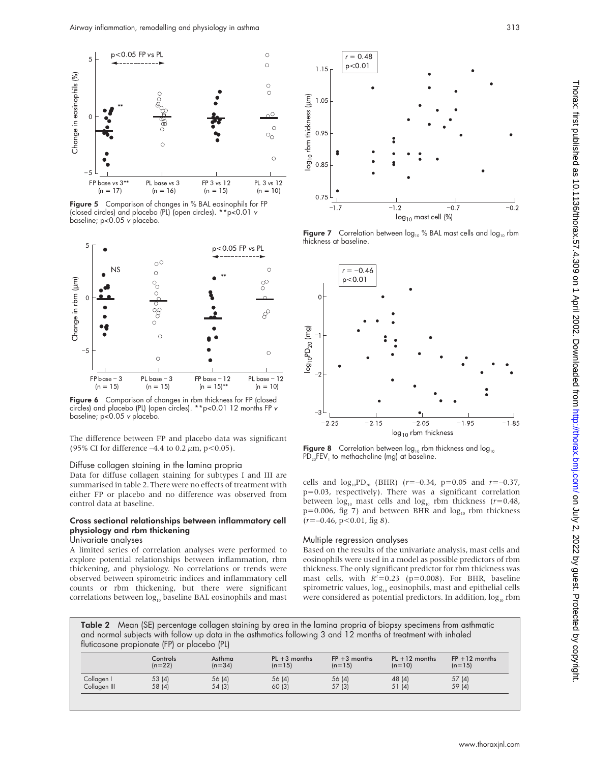Figure 5 Comparison of changes in % BAL eosinophils for FP (closed circles) and placebo (PL) (open circles). **p<0.01 *v* baseline; p<0.05 *v* placebo.

Figure 6 Comparison of changes in rbm thickness for FP (closed circles) and placebo (PL) (open circles). **p<0.01 12 months FP *v* baseline; p<0.05 *v* placebo.

The difference between FP and placebo data was significant (95% CI for difference –4.4 to 0.2 μm, p<0.05).

### Diffuse collagen staining in the lamina propria

Data for diffuse collagen staining for subtypes I and III are summarised in table 2. There were no effects of treatment with either FP or placebo and no difference was observed from control data at baseline.

### Cross sectional relationships between inflammatory cell physiology and rbm thickening

#### Univariate analyses

A limited series of correlation analyses were performed to explore potential relationships between inflammation, rbm thickening, and physiology. No correlations or trends were observed between spirometric indices and inflammatory cell counts or rbm thickening, but there were significant correlations between $\log_{10}$ baseline BAL eosinophils and mast cells and $\log_{10}PD_{20}$ (BHR) ($r$=–0.34, p=0.05 and $r$=–0.37, p=0.03, respectively). There was a significant correlation between $\log_{10}$ mast cells and $\log_{10}$ rbm thickness ($r$=0.48, p=0.006, fig 7) and between BHR and $\log_{10}$ rbm thickness ($r$=–0.46, p<0.01, fig 8).

Figure 7 Correlation between $\log_{10}$ % BAL mast cells and $\log_{10}$ rbm thickness at baseline.

Figure 8 Correlation between $\log_{10}$ rbm thickness and $\log_{10}$ $PD_{20}FEV_1$ to methacholine (mg) at baseline.

#### Multiple regression analyses

Based on the results of the univariate analysis, mast cells and eosinophils were used in a model as possible predictors of rbm thickness. The only significant predictor for rbm thickness was mast cells, with $R^2$=0.23 (p=0.008). For BHR, baseline spirometric values, $\log_{10}$ eosinophils, mast and epithelial cells were considered as potential predictors. In addition, $\log_{10}$ rbm

**Table 2** Mean (SE) percentage collagen staining by area in the lamina propria of biopsy specimens from asthmatic and normal subjects with follow up data in the asthmatics following 3 and 12 months of treatment with inhaled fluticasone propionate (FP) or placebo (PL)

| | Controls (n=22) | Asthma (n=34) | PL +3 months (n=15) | FP +3 months (n=15) | PL +12 months (n=10) | FP +12 months (n=15) |
|---|---|---|---|---|---|---|
| Collagen I | 53 (4) | 56 (4) | 56 (4) | 56 (4) | 48 (4) | 57 (4) |
| Collagen III | 58 (4) | 54 (3) | 60 (3) | 57 (3) | 51 (4) | 59 (4) |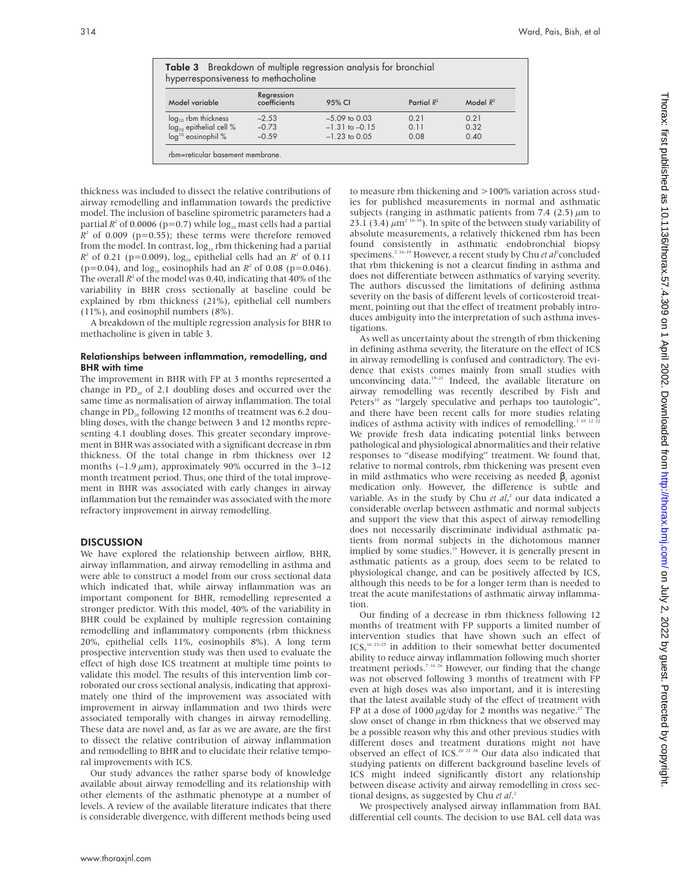**Table 3** Breakdown of multiple regression analysis for bronchial hyperresponsiveness to methacholine

| Model variable | Regression coefficients | 95% CI | Partial $R^2$ | Model $R^2$ |
|---|---|---|---|---|
| $\log_{10}$ rbm thickness | −2.53 | −5.09 to 0.03 | 0.21 | 0.21 |
| $\log_{10}$ epithelial cell % | −0.73 | −1.31 to −0.15 | 0.11 | 0.32 |
| $\log^{10}$ eosinophil % | −0.59 | −1.23 to 0.05 | 0.08 | 0.40 |

rbm=reticular basement membrane.

thickness was included to dissect the relative contributions of airway remodelling and inflammation towards the predictive model. The inclusion of baseline spirometric parameters had a partial $R^2$ of 0.0006 (p=0.7) while $\log_{10}$ mast cells had a partial $R^2$ of 0.009 (p=0.55); these terms were therefore removed from the model. In contrast, $\log_{10}$ rbm thickening had a partial $R^2$ of 0.21 (p=0.009), $\log_{10}$ epithelial cells had an $R^2$ of 0.11 (p=0.04), and $\log_{10}$ eosinophils had an $R^2$ of 0.08 (p=0.046). The overall $R^2$ of the model was 0.40, indicating that 40% of the variability in BHR cross sectionally at baseline could be explained by rbm thickness (21%), epithelial cell numbers (11%), and eosinophil numbers (8%).

A breakdown of the multiple regression analysis for BHR to methacholine is given in table 3.

### Relationships between inflammation, remodelling, and BHR with time

The improvement in BHR with FP at 3 months represented a change in $PD_{20}$ of 2.1 doubling doses and occurred over the same time as normalisation of airway inflammation. The total change in $PD_{20}$ following 12 months of treatment was 6.2 doubling doses, with the change between 3 and 12 months representing 4.1 doubling doses. This greater secondary improvement in BHR was associated with a significant decrease in rbm thickness. Of the total change in rbm thickness over 12 months (–1.9 μm), approximately 90% occurred in the 3–12 month treatment period. Thus, one third of the total improvement in BHR was associated with early changes in airway inflammation but the remainder was associated with the more refractory improvement in airway remodelling.

## DISCUSSION

We have explored the relationship between airflow, BHR, airway inflammation, and airway remodelling in asthma and were able to construct a model from our cross sectional data which indicated that, while airway inflammation was an important component for BHR, remodelling represented a stronger predictor. With this model, 40% of the variability in BHR could be explained by multiple regression containing remodelling and inflammatory components (rbm thickness 20%, epithelial cells 11%, eosinophils 8%). A long term prospective intervention study was then used to evaluate the effect of high dose ICS treatment at multiple time points to validate this model. The results of this intervention limb corroborated our cross sectional analysis, indicating that approximately one third of the improvement was associated with improvement in airway inflammation and two thirds were associated temporally with changes in airway remodelling. These data are novel and, as far as we are aware, are the first to dissect the relative contribution of airway inflammation and remodelling to BHR and to elucidate their relative temporal improvements with ICS.

Our study advances the rather sparse body of knowledge available about airway remodelling and its relationship with other elements of the asthmatic phenotype at a number of levels. A review of the available literature indicates that there is considerable divergence, with different methods being used to measure rbm thickening and >100% variation across studies for published measurements in normal and asthmatic subjects (ranging in asthmatic patients from 7.4 (2.5) μm to 23.1 (3.4) μm[2 16–18]). In spite of the between study variability of absolute measurements, a relatively thickened rbm has been found consistently in asthmatic endobronchial biopsy specimens.[2 16–19] However, a recent study by Chu *et al*[2] concluded that rbm thickening is not a clearcut finding in asthma and does not differentiate between asthmatics of varying severity. The authors discussed the limitations of defining asthma severity on the basis of different levels of corticosteroid treatment, pointing out that the effect of treatment probably introduces ambiguity into the interpretation of such asthma investigations.

As well as uncertainty about the strength of rbm thickening in defining asthma severity, the literature on the effect of ICS in airway remodelling is confused and contradictory. The evidence that exists comes mainly from small studies with unconvincing data.[19–21] Indeed, the available literature on airway remodelling was recently described by Fish and Peters[10] as "largely speculative and perhaps too tautologic", and there have been recent calls for more studies relating indices of asthma activity with indices of remodelling.[1 10 12 22] We provide fresh data indicating potential links between pathological and physiological abnormalities and their relative responses to "disease modifying" treatment. We found that, relative to normal controls, rbm thickening was present even in mild asthmatics who were receiving as needed $\beta_2$ agonist medication only. However, the difference is subtle and variable. As in the study by Chu *et al*,[2] our data indicated a considerable overlap between asthmatic and normal subjects and support the view that this aspect of airway remodelling does not necessarily discriminate individual asthmatic patients from normal subjects in the dichotomous manner implied by some studies.[19] However, it is generally present in asthmatic patients as a group, does seem to be related to physiological change, and can be positively affected by ICS, although this needs to be for a longer term than is needed to treat the acute manifestations of asthmatic airway inflammation.

Our finding of a decrease in rbm thickness following 12 months of treatment with FP supports a limited number of intervention studies that have shown such an effect of ICS,[16 23–25] in addition to their somewhat better documented ability to reduce airway inflammation following much shorter treatment periods.[7 16 26] However, our finding that the change was not observed following 3 months of treatment with FP even at high doses was also important, and it is interesting that the latest available study of the effect of treatment with FP at a dose of 1000 μg/day for 2 months was negative.[27] The slow onset of change in rbm thickness that we observed may be a possible reason why this and other previous studies with different doses and treatment durations might not have observed an effect of ICS.[20 21 28] Our data also indicated that studying patients on different background baseline levels of ICS might indeed significantly distort any relationship between disease activity and airway remodelling in cross sectional designs, as suggested by Chu *et al*.[2]

We prospectively analysed airway inflammation from BAL differential cell counts. The decision to use BAL cell data was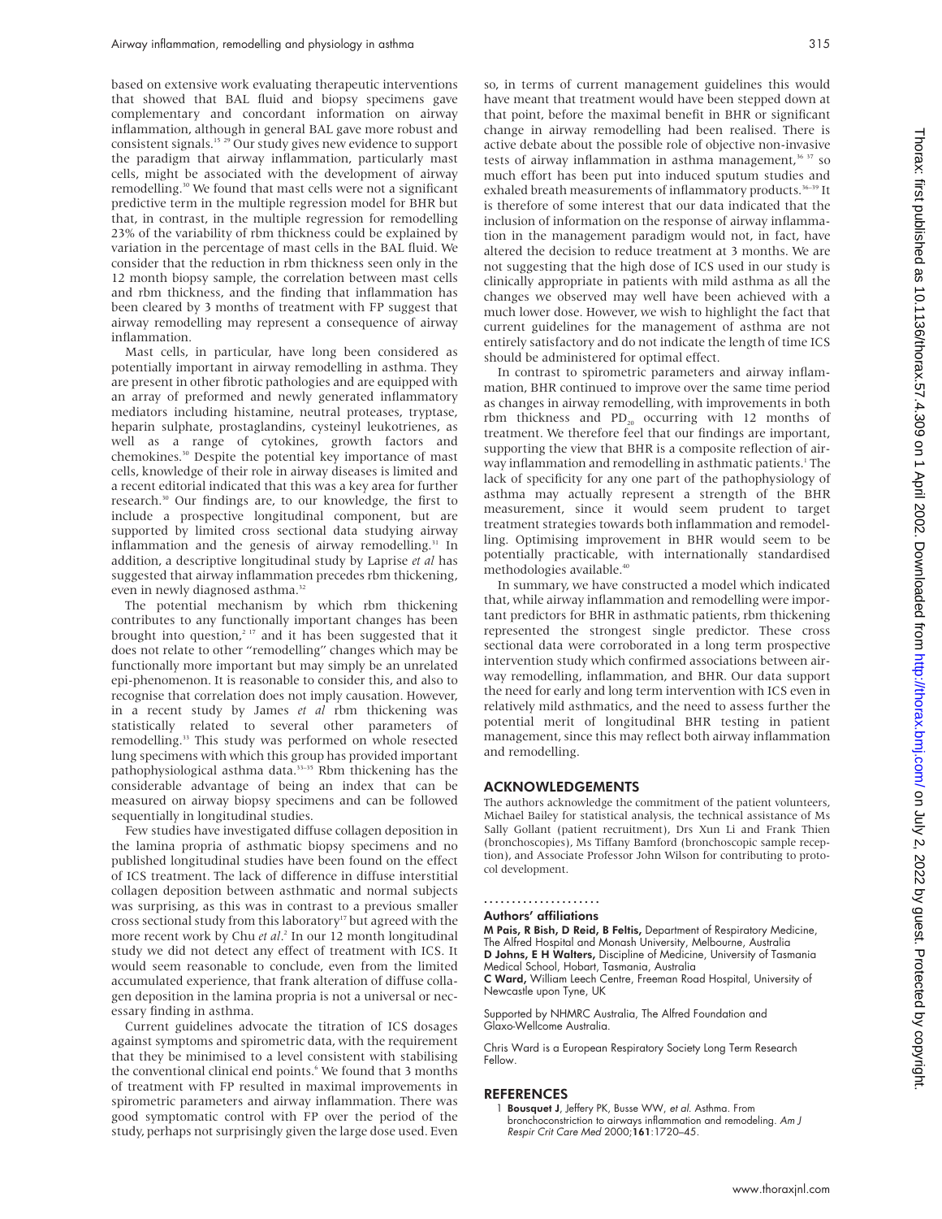based on extensive work evaluating therapeutic interventions that showed that BAL fluid and biopsy specimens gave complementary and concordant information on airway inflammation, although in general BAL gave more robust and consistent signals.[15 29] Our study gives new evidence to support the paradigm that airway inflammation, particularly mast cells, might be associated with the development of airway remodelling.[30] We found that mast cells were not a significant predictive term in the multiple regression model for BHR but that, in contrast, in the multiple regression for remodelling 23% of the variability of rbm thickness could be explained by variation in the percentage of mast cells in the BAL fluid. We consider that the reduction in rbm thickness seen only in the 12 month biopsy sample, the correlation between mast cells and rbm thickness, and the finding that inflammation has been cleared by 3 months of treatment with FP suggest that airway remodelling may represent a consequence of airway inflammation.

Mast cells, in particular, have long been considered as potentially important in airway remodelling in asthma. They are present in other fibrotic pathologies and are equipped with an array of preformed and newly generated inflammatory mediators including histamine, neutral proteases, tryptase, heparin sulphate, prostaglandins, cysteinyl leukotrienes, as well as a range of cytokines, growth factors and chemokines.[30] Despite the potential key importance of mast cells, knowledge of their role in airway diseases is limited and a recent editorial indicated that this was a key area for further research.[30] Our findings are, to our knowledge, the first to include a prospective longitudinal component, but are supported by limited cross sectional data studying airway inflammation and the genesis of airway remodelling.[31] In addition, a descriptive longitudinal study by Laprise *et al* has suggested that airway inflammation precedes rbm thickening, even in newly diagnosed asthma.[32]

The potential mechanism by which rbm thickening contributes to any functionally important changes has been brought into question,[2 17] and it has been suggested that it does not relate to other "remodelling" changes which may be functionally more important but may simply be an unrelated epi-phenomenon. It is reasonable to consider this, and also to recognise that correlation does not imply causation. However, in a recent study by James *et al* rbm thickening was statistically related to several other parameters of remodelling.[33] This study was performed on whole resected lung specimens with which this group has provided important pathophysiological asthma data.[33–35] Rbm thickening has the considerable advantage of being an index that can be measured on airway biopsy specimens and can be followed sequentially in longitudinal studies.

Few studies have investigated diffuse collagen deposition in the lamina propria of asthmatic biopsy specimens and no published longitudinal studies have been found on the effect of ICS treatment. The lack of difference in diffuse interstitial collagen deposition between asthmatic and normal subjects was surprising, as this was in contrast to a previous smaller cross sectional study from this laboratory[17] but agreed with the more recent work by Chu *et al*.[2] In our 12 month longitudinal study we did not detect any effect of treatment with ICS. It would seem reasonable to conclude, even from the limited accumulated experience, that frank alteration of diffuse collagen deposition in the lamina propria is not a universal or necessary finding in asthma.

Current guidelines advocate the titration of ICS dosages against symptoms and spirometric data, with the requirement that they be minimised to a level consistent with stabilising the conventional clinical end points.[6] We found that 3 months of treatment with FP resulted in maximal improvements in spirometric parameters and airway inflammation. There was good symptomatic control with FP over the period of the study, perhaps not surprisingly given the large dose used. Even so, in terms of current management guidelines this would have meant that treatment would have been stepped down at that point, before the maximal benefit in BHR or significant change in airway remodelling had been realised. There is active debate about the possible role of objective non-invasive tests of airway inflammation in asthma management,[36 37] so much effort has been put into induced sputum studies and exhaled breath measurements of inflammatory products.[36–39] It is therefore of some interest that our data indicated that the inclusion of information on the response of airway inflammation in the management paradigm would not, in fact, have altered the decision to reduce treatment at 3 months. We are not suggesting that the high dose of ICS used in our study is clinically appropriate in patients with mild asthma as all the changes we observed may well have been achieved with a much lower dose. However, we wish to highlight the fact that current guidelines for the management of asthma are not entirely satisfactory and do not indicate the length of time ICS should be administered for optimal effect.

In contrast to spirometric parameters and airway inflammation, BHR continued to improve over the same time period as changes in airway remodelling, with improvements in both rbm thickness and $PD_{20}$ occurring with 12 months of treatment. We therefore feel that our findings are important, supporting the view that BHR is a composite reflection of airway inflammation and remodelling in asthmatic patients.[1] The lack of specificity for any one part of the pathophysiology of asthma may actually represent a strength of the BHR measurement, since it would seem prudent to target treatment strategies towards both inflammation and remodelling. Optimising improvement in BHR would seem to be potentially practicable, with internationally standardised methodologies available.[40]

In summary, we have constructed a model which indicated that, while airway inflammation and remodelling were important predictors for BHR in asthmatic patients, rbm thickening represented the strongest single predictor. These cross sectional data were corroborated in a long term prospective intervention study which confirmed associations between airway remodelling, inflammation, and BHR. Our data support the need for early and long term intervention with ICS even in relatively mild asthmatics, and the need to assess further the potential merit of longitudinal BHR testing in patient management, since this may reflect both airway inflammation and remodelling.

## ACKNOWLEDGEMENTS

The authors acknowledge the commitment of the patient volunteers, Michael Bailey for statistical analysis, the technical assistance of Ms Sally Gollant (patient recruitment), Drs Xun Li and Frank Thien (bronchoscopies), Ms Tiffany Bamford (bronchoscopic sample reception), and Associate Professor John Wilson for contributing to protocol development.

### Authors' affiliations

**M Pais, R Bish, D Reid, B Feltis,** Department of Respiratory Medicine, The Alfred Hospital and Monash University, Melbourne, Australia
**D Johns, E H Walters,** Discipline of Medicine, University of Tasmania Medical School, Hobart, Tasmania, Australia
**C Ward,** William Leech Centre, Freeman Road Hospital, University of Newcastle upon Tyne, UK

Supported by NHMRC Australia, The Alfred Foundation and Glaxo-Wellcome Australia.

Chris Ward is a European Respiratory Society Long Term Research Fellow.

## REFERENCES

1 **Bousquet J**, Jeffery PK, Busse WW, *et al*. Asthma. From bronchoconstriction to airways inflammation and remodeling. *Am J Respir Crit Care Med* 2000;**161**:1720–45.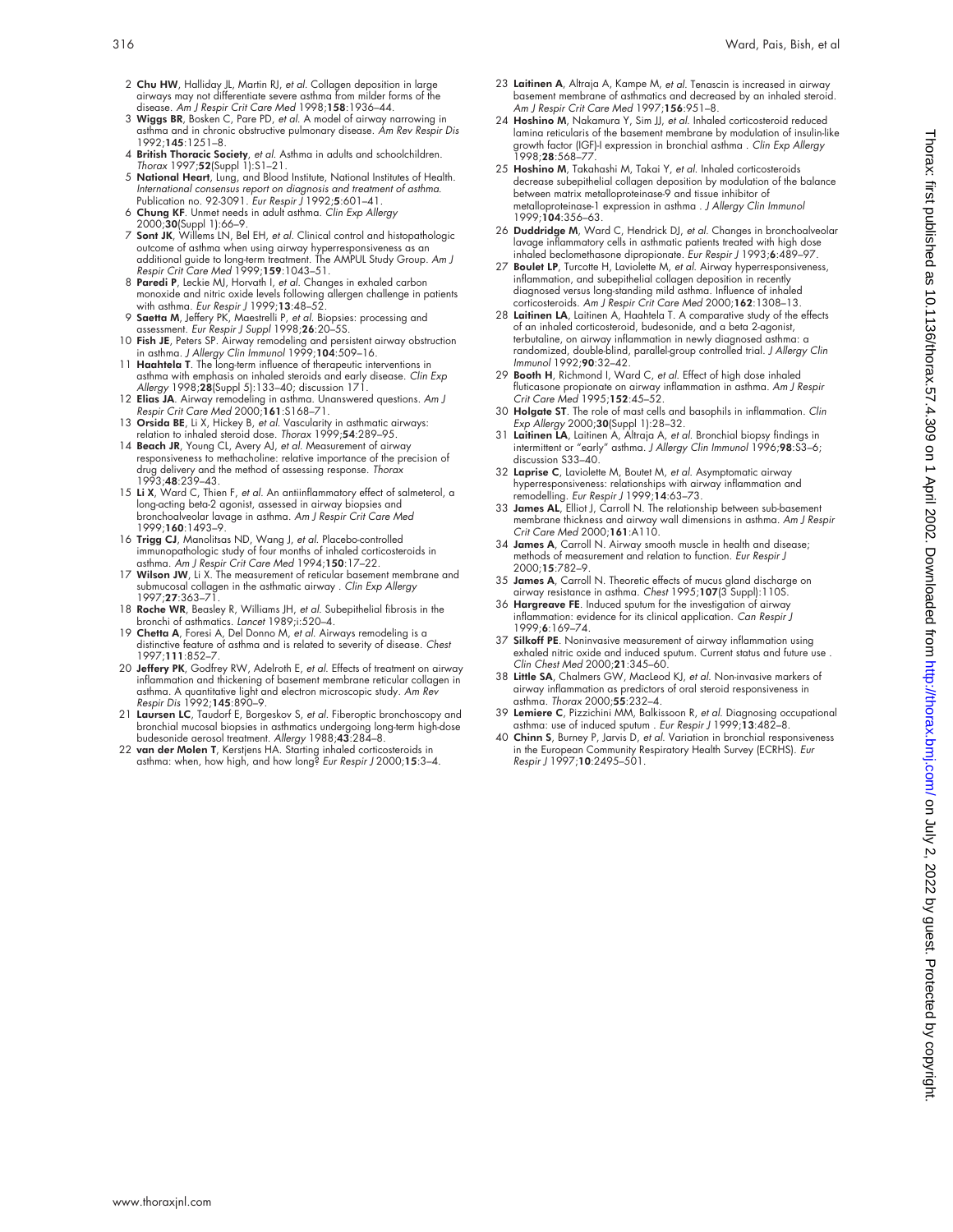2 **Chu HW**, Halliday JL, Martin RJ, *et al*. Collagen deposition in large airways may not differentiate severe asthma from milder forms of the disease. *Am J Respir Crit Care Med* 1998;**158**:1936–44.

3 **Wiggs BR**, Bosken C, Pare PD, *et al*. A model of airway narrowing in asthma and in chronic obstructive pulmonary disease. *Am Rev Respir Dis* 1992;**145**:1251–8.

4 **British Thoracic Society**, *et al*. Asthma in adults and schoolchildren. *Thorax* 1997;**52**(Suppl 1):S1–21.

5 **National Heart**, Lung, and Blood Institute, National Institutes of Health. *International consensus report on diagnosis and treatment of asthma*. Publication no. 92-3091. *Eur Respir J* 1992;**5**:601–41.

6 **Chung KF**. Unmet needs in adult asthma. *Clin Exp Allergy* 2000;**30**(Suppl 1):66–9.

7 **Sont JK**, Willems LN, Bel EH, *et al*. Clinical control and histopathologic outcome of asthma when using airway hyperresponsiveness as an additional guide to long-term treatment. The AMPUL Study Group. *Am J Respir Crit Care Med* 1999;**159**:1043–51.

8 **Paredi P**, Leckie MJ, Horvath I, *et al*. Changes in exhaled carbon monoxide and nitric oxide levels following allergen challenge in patients with asthma. *Eur Respir J* 1999;**13**:48–52.

9 **Saetta M**, Jeffery PK, Maestrelli P, *et al*. Biopsies: processing and assessment. *Eur Respir J Suppl* 1998;**26**:20–5S.

10 **Fish JE**, Peters SP. Airway remodeling and persistent airway obstruction in asthma. *J Allergy Clin Immunol* 1999;**104**:509–16.

11 **Haahtela T**. The long-term influence of therapeutic interventions in asthma with emphasis on inhaled steroids and early disease. *Clin Exp Allergy* 1998;**28**(Suppl 5):133–40; discussion 171.

12 **Elias JA**. Airway remodeling in asthma. Unanswered questions. *Am J Respir Crit Care Med* 2000;**161**:S168–71.

13 **Orsida BE**, Li X, Hickey B, *et al*. Vascularity in asthmatic airways: relation to inhaled steroid dose. *Thorax* 1999;**54**:289–95.

14 **Beach JR**, Young CL, Avery AJ, *et al*. Measurement of airway responsiveness to methacholine: relative importance of the precision of drug delivery and the method of assessing response. *Thorax* 1993;**48**:239–43.

15 **Li X**, Ward C, Thien F, *et al*. An antiinflammatory effect of salmeterol, a long-acting beta-2 agonist, assessed in airway biopsies and bronchoalveolar lavage in asthma. *Am J Respir Crit Care Med* 1999;**160**:1493–9.

16 **Trigg CJ**, Manolitsas ND, Wang J, *et al*. Placebo-controlled immunopathologic study of four months of inhaled corticosteroids in asthma. *Am J Respir Crit Care Med* 1994;**150**:17–22.

17 **Wilson JW**, Li X. The measurement of reticular basement membrane and submucosal collagen in the asthmatic airway . *Clin Exp Allergy* 1997;**27**:363–71.

18 **Roche WR**, Beasley R, Williams JH, *et al*. Subepithelial fibrosis in the bronchi of asthmatics. *Lancet* 1989;i:520–4.

19 **Chetta A**, Foresi A, Del Donno M, *et al*. Airways remodeling is a distinctive feature of asthma and is related to severity of disease. *Chest* 1997;**111**:852–7.

20 **Jeffery PK**, Godfrey RW, Adelroth E, *et al*. Effects of treatment on airway inflammation and thickening of basement membrane reticular collagen in asthma. A quantitative light and electron microscopic study. *Am Rev Respir Dis* 1992;**145**:890–9.

21 **Laursen LC**, Taudorf E, Borgeskov S, *et al*. Fiberoptic bronchoscopy and bronchial mucosal biopsies in asthmatics undergoing long-term high-dose budesonide aerosol treatment. *Allergy* 1988;**43**:284–8.

22 **van der Molen T**, Kerstjens HA. Starting inhaled corticosteroids in asthma: when, how high, and how long? *Eur Respir J* 2000;**15**:3–4.

23 **Laitinen A**, Altraja A, Kampe M, *et al*. Tenascin is increased in airway basement membrane of asthmatics and decreased by an inhaled steroid. *Am J Respir Crit Care Med* 1997;**156**:951–8.

24 **Hoshino M**, Nakamura Y, Sim JJ, *et al*. Inhaled corticosteroid reduced lamina reticularis of the basement membrane by modulation of insulin-like growth factor (IGF)-I expression in bronchial asthma . *Clin Exp Allergy* 1998;**28**:568–77.

25 **Hoshino M**, Takahashi M, Takai Y, *et al*. Inhaled corticosteroids decrease subepithelial collagen deposition by modulation of the balance between matrix metalloproteinase-9 and tissue inhibitor of metalloproteinase-1 expression in asthma . *J Allergy Clin Immunol* 1999;**104**:356–63.

26 **Duddridge M**, Ward C, Hendrick DJ, *et al*. Changes in bronchoalveolar lavage inflammatory cells in asthmatic patients treated with high dose inhaled beclomethasone dipropionate. *Eur Respir J* 1993;**6**:489–97.

27 **Boulet LP**, Turcotte H, Laviolette M, *et al*. Airway hyperresponsiveness, inflammation, and subepithelial collagen deposition in recently diagnosed versus long-standing mild asthma. Influence of inhaled corticosteroids. *Am J Respir Crit Care Med* 2000;**162**:1308–13.

28 **Laitinen LA**, Laitinen A, Haahtela T. A comparative study of the effects of an inhaled corticosteroid, budesonide, and a beta 2-agonist, terbutaline, on airway inflammation in newly diagnosed asthma: a randomized, double-blind, parallel-group controlled trial. *J Allergy Clin Immunol* 1992;**90**:32–42.

29 **Booth H**, Richmond I, Ward C, *et al*. Effect of high dose inhaled fluticasone propionate on airway inflammation in asthma. *Am J Respir Crit Care Med* 1995;**152**:45–52.

30 **Holgate ST**. The role of mast cells and basophils in inflammation. *Clin Exp Allergy* 2000;**30**(Suppl 1):28–32.

31 **Laitinen LA**, Laitinen A, Altraja A, *et al*. Bronchial biopsy findings in intermittent or "early" asthma. *J Allergy Clin Immunol* 1996;**98**:S3–6; discussion S33–40.

32 **Laprise C**, Laviolette M, Boutet M, *et al*. Asymptomatic airway hyperresponsiveness: relationships with airway inflammation and remodelling. *Eur Respir J* 1999;**14**:63–73.

33 **James AL**, Elliot J, Carroll N. The relationship between sub-basement membrane thickness and airway wall dimensions in asthma. *Am J Respir Crit Care Med* 2000;**161**:A110.

34 **James A**, Carroll N. Airway smooth muscle in health and disease; methods of measurement and relation to function. *Eur Respir J* 2000;**15**:782–9.

35 **James A**, Carroll N. Theoretic effects of mucus gland discharge on airway resistance in asthma. *Chest* 1995;**107**(3 Suppl):110S.

36 **Hargreave FE**. Induced sputum for the investigation of airway inflammation: evidence for its clinical application. *Can Respir J* 1999;**6**:169–74.

37 **Silkoff PE**. Noninvasive measurement of airway inflammation using exhaled nitric oxide and induced sputum. Current status and future use . *Clin Chest Med* 2000;**21**:345–60.

38 **Little SA**, Chalmers GW, MacLeod KJ, *et al*. Non-invasive markers of airway inflammation as predictors of oral steroid responsiveness in asthma. *Thorax* 2000;**55**:232–4.

39 **Lemiere C**, Pizzichini MM, Balkissoon R, *et al*. Diagnosing occupational asthma: use of induced sputum . *Eur Respir J* 1999;**13**:482–8.

40 **Chinn S**, Burney P, Jarvis D, *et al*. Variation in bronchial responsiveness in the European Community Respiratory Health Survey (ECRHS). *Eur Respir J* 1997;**10**:2495–501.